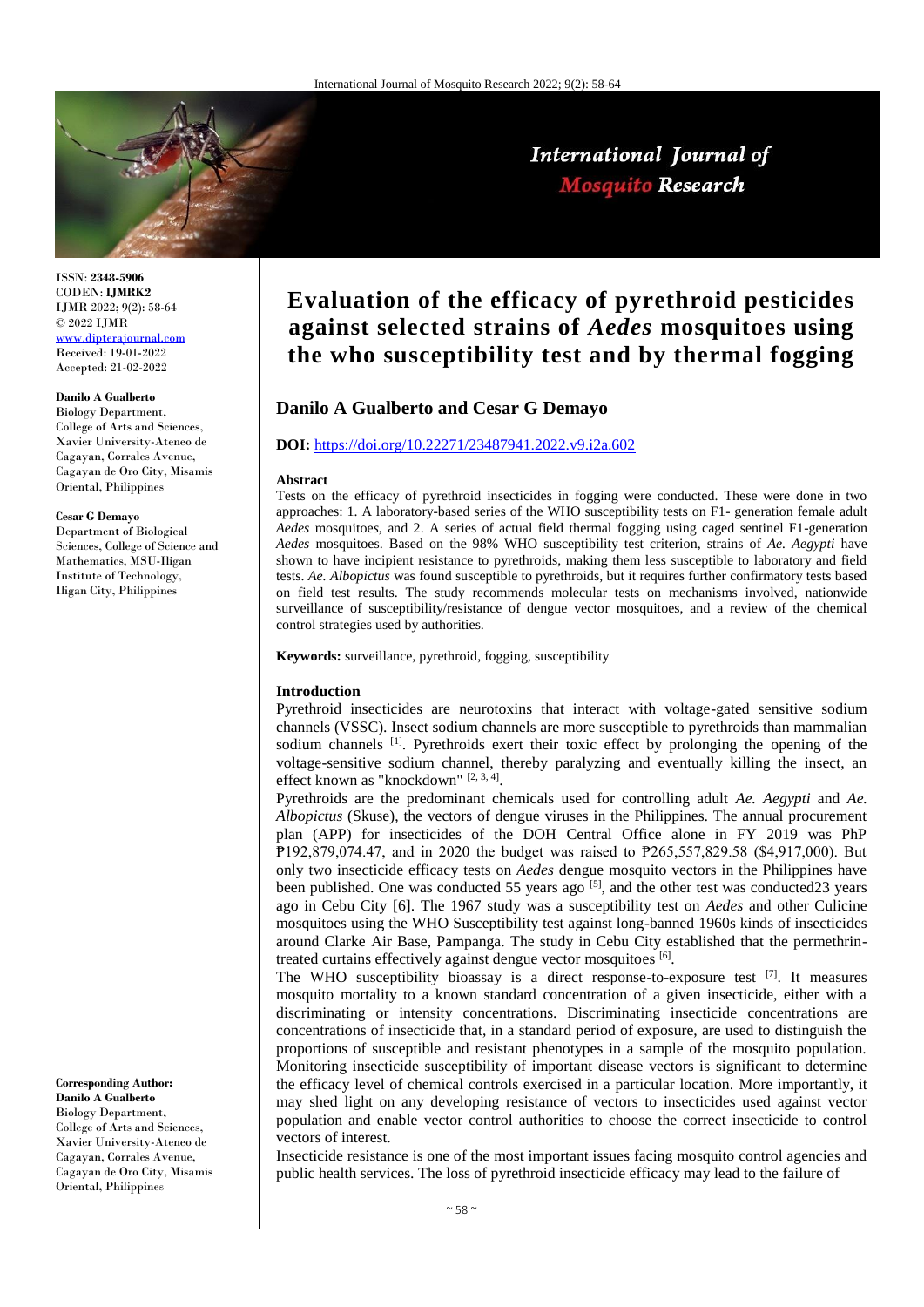ISSN: **2348-5906**
CODEN: **IJMRK2**
IJMR 2022; 9(2): 58-64
© 2022 IJMR
www.dipterajournal.com
Received: 19-01-2022
Accepted: 21-02-2022

**Danilo A Gualberto**
Biology Department, College of Arts and Sciences, Xavier University-Ateneo de Cagayan, Corrales Avenue, Cagayan de Oro City, Misamis Oriental, Philippines

**Cesar G Demayo**
Department of Biological Sciences, College of Science and Mathematics, MSU-Iligan Institute of Technology, Iligan City, Philippines

**Corresponding Author:**
**Danilo A Gualberto**
Biology Department, College of Arts and Sciences, Xavier University-Ateneo de Cagayan, Corrales Avenue, Cagayan de Oro City, Misamis Oriental, Philippines

# Evaluation of the efficacy of pyrethroid pesticides against selected strains of *Aedes* mosquitoes using the who susceptibility test and by thermal fogging

**Danilo A Gualberto and Cesar G Demayo**

**DOI:** https://doi.org/10.22271/23487941.2022.v9.i2a.602

**Abstract**

Tests on the efficacy of pyrethroid insecticides in fogging were conducted. These were done in two approaches: 1. A laboratory-based series of the WHO susceptibility tests on F1- generation female adult *Aedes* mosquitoes, and 2. A series of actual field thermal fogging using caged sentinel F1-generation *Aedes* mosquitoes. Based on the 98% WHO susceptibility test criterion, strains of *Ae. Aegypti* have shown to have incipient resistance to pyrethroids, making them less susceptible to laboratory and field tests. *Ae. Albopictus* was found susceptible to pyrethroids, but it requires further confirmatory tests based on field test results. The study recommends molecular tests on mechanisms involved, nationwide surveillance of susceptibility/resistance of dengue vector mosquitoes, and a review of the chemical control strategies used by authorities.

**Keywords:** surveillance, pyrethroid, fogging, susceptibility

## Introduction

Pyrethroid insecticides are neurotoxins that interact with voltage-gated sensitive sodium channels (VSSC). Insect sodium channels are more susceptible to pyrethroids than mammalian sodium channels [1]. Pyrethroids exert their toxic effect by prolonging the opening of the voltage-sensitive sodium channel, thereby paralyzing and eventually killing the insect, an effect known as "knockdown" [2, 3, 4].

Pyrethroids are the predominant chemicals used for controlling adult *Ae. Aegypti* and *Ae. Albopictus* (Skuse), the vectors of dengue viruses in the Philippines. The annual procurement plan (APP) for insecticides of the DOH Central Office alone in FY 2019 was PhP ₱192,879,074.47, and in 2020 the budget was raised to ₱265,557,829.58 ($4,917,000). But only two insecticide efficacy tests on *Aedes* dengue mosquito vectors in the Philippines have been published. One was conducted 55 years ago [5], and the other test was conducted23 years ago in Cebu City [6]. The 1967 study was a susceptibility test on *Aedes* and other Culicine mosquitoes using the WHO Susceptibility test against long-banned 1960s kinds of insecticides around Clarke Air Base, Pampanga. The study in Cebu City established that the permethrin-treated curtains effectively against dengue vector mosquitoes [6].

The WHO susceptibility bioassay is a direct response-to-exposure test [7]. It measures mosquito mortality to a known standard concentration of a given insecticide, either with a discriminating or intensity concentrations. Discriminating insecticide concentrations are concentrations of insecticide that, in a standard period of exposure, are used to distinguish the proportions of susceptible and resistant phenotypes in a sample of the mosquito population. Monitoring insecticide susceptibility of important disease vectors is significant to determine the efficacy level of chemical controls exercised in a particular location. More importantly, it may shed light on any developing resistance of vectors to insecticides used against vector population and enable vector control authorities to choose the correct insecticide to control vectors of interest.

Insecticide resistance is one of the most important issues facing mosquito control agencies and public health services. The loss of pyrethroid insecticide efficacy may lead to the failure of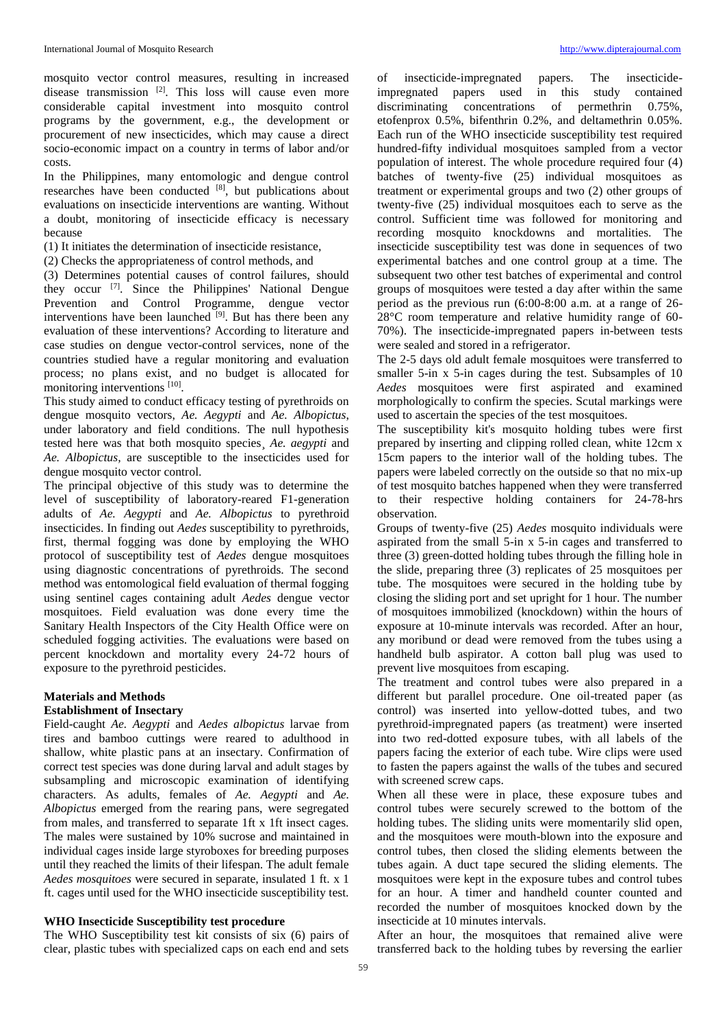mosquito vector control measures, resulting in increased disease transmission [2]. This loss will cause even more considerable capital investment into mosquito control programs by the government, e.g., the development or procurement of new insecticides, which may cause a direct socio-economic impact on a country in terms of labor and/or costs.

In the Philippines, many entomologic and dengue control researches have been conducted [8], but publications about evaluations on insecticide interventions are wanting. Without a doubt, monitoring of insecticide efficacy is necessary because

(1) It initiates the determination of insecticide resistance,

(2) Checks the appropriateness of control methods, and

(3) Determines potential causes of control failures, should they occur [7]. Since the Philippines' National Dengue Prevention and Control Programme, dengue vector interventions have been launched [9]. But has there been any evaluation of these interventions? According to literature and case studies on dengue vector-control services, none of the countries studied have a regular monitoring and evaluation process; no plans exist, and no budget is allocated for monitoring interventions [10].

This study aimed to conduct efficacy testing of pyrethroids on dengue mosquito vectors, *Ae. Aegypti* and *Ae. Albopictus,* under laboratory and field conditions. The null hypothesis tested here was that both mosquito species¸ *Ae. aegypti* and *Ae. Albopictus*, are susceptible to the insecticides used for dengue mosquito vector control.

The principal objective of this study was to determine the level of susceptibility of laboratory-reared F1-generation adults of *Ae. Aegypti* and *Ae. Albopictus* to pyrethroid insecticides. In finding out *Aedes* susceptibility to pyrethroids, first, thermal fogging was done by employing the WHO protocol of susceptibility test of *Aedes* dengue mosquitoes using diagnostic concentrations of pyrethroids. The second method was entomological field evaluation of thermal fogging using sentinel cages containing adult *Aedes* dengue vector mosquitoes. Field evaluation was done every time the Sanitary Health Inspectors of the City Health Office were on scheduled fogging activities. The evaluations were based on percent knockdown and mortality every 24-72 hours of exposure to the pyrethroid pesticides.

## Materials and Methods

### Establishment of Insectary

Field-caught *Ae. Aegypti* and *Aedes albopictus* larvae from tires and bamboo cuttings were reared to adulthood in shallow, white plastic pans at an insectary. Confirmation of correct test species was done during larval and adult stages by subsampling and microscopic examination of identifying characters. As adults, females of *Ae. Aegypti* and *Ae. Albopictus* emerged from the rearing pans, were segregated from males, and transferred to separate 1ft x 1ft insect cages. The males were sustained by 10% sucrose and maintained in individual cages inside large styroboxes for breeding purposes until they reached the limits of their lifespan. The adult female *Aedes mosquitoes* were secured in separate, insulated 1 ft. x 1 ft. cages until used for the WHO insecticide susceptibility test.

### WHO Insecticide Susceptibility test procedure

The WHO Susceptibility test kit consists of six (6) pairs of clear, plastic tubes with specialized caps on each end and sets of insecticide-impregnated papers. The insecticide-impregnated papers used in this study contained discriminating concentrations of permethrin 0.75%, etofenprox 0.5%, bifenthrin 0.2%, and deltamethrin 0.05%. Each run of the WHO insecticide susceptibility test required hundred-fifty individual mosquitoes sampled from a vector population of interest. The whole procedure required four (4) batches of twenty-five (25) individual mosquitoes as treatment or experimental groups and two (2) other groups of twenty-five (25) individual mosquitoes each to serve as the control. Sufficient time was followed for monitoring and recording mosquito knockdowns and mortalities. The insecticide susceptibility test was done in sequences of two experimental batches and one control group at a time. The subsequent two other test batches of experimental and control groups of mosquitoes were tested a day after within the same period as the previous run (6:00-8:00 a.m. at a range of 26-28°C room temperature and relative humidity range of 60-70%). The insecticide-impregnated papers in-between tests were sealed and stored in a refrigerator.

The 2-5 days old adult female mosquitoes were transferred to smaller 5-in x 5-in cages during the test. Subsamples of 10 *Aedes* mosquitoes were first aspirated and examined morphologically to confirm the species. Scutal markings were used to ascertain the species of the test mosquitoes.

The susceptibility kit's mosquito holding tubes were first prepared by inserting and clipping rolled clean, white 12cm x 15cm papers to the interior wall of the holding tubes. The papers were labeled correctly on the outside so that no mix-up of test mosquito batches happened when they were transferred to their respective holding containers for 24-78-hrs observation.

Groups of twenty-five (25) *Aedes* mosquito individuals were aspirated from the small 5-in x 5-in cages and transferred to three (3) green-dotted holding tubes through the filling hole in the slide, preparing three (3) replicates of 25 mosquitoes per tube. The mosquitoes were secured in the holding tube by closing the sliding port and set upright for 1 hour. The number of mosquitoes immobilized (knockdown) within the hours of exposure at 10-minute intervals was recorded. After an hour, any moribund or dead were removed from the tubes using a handheld bulb aspirator. A cotton ball plug was used to prevent live mosquitoes from escaping.

The treatment and control tubes were also prepared in a different but parallel procedure. One oil-treated paper (as control) was inserted into yellow-dotted tubes, and two pyrethroid-impregnated papers (as treatment) were inserted into two red-dotted exposure tubes, with all labels of the papers facing the exterior of each tube. Wire clips were used to fasten the papers against the walls of the tubes and secured with screened screw caps.

When all these were in place, these exposure tubes and control tubes were securely screwed to the bottom of the holding tubes. The sliding units were momentarily slid open, and the mosquitoes were mouth-blown into the exposure and control tubes, then closed the sliding elements between the tubes again. A duct tape secured the sliding elements. The mosquitoes were kept in the exposure tubes and control tubes for an hour. A timer and handheld counter counted and recorded the number of mosquitoes knocked down by the insecticide at 10 minutes intervals.

After an hour, the mosquitoes that remained alive were transferred back to the holding tubes by reversing the earlier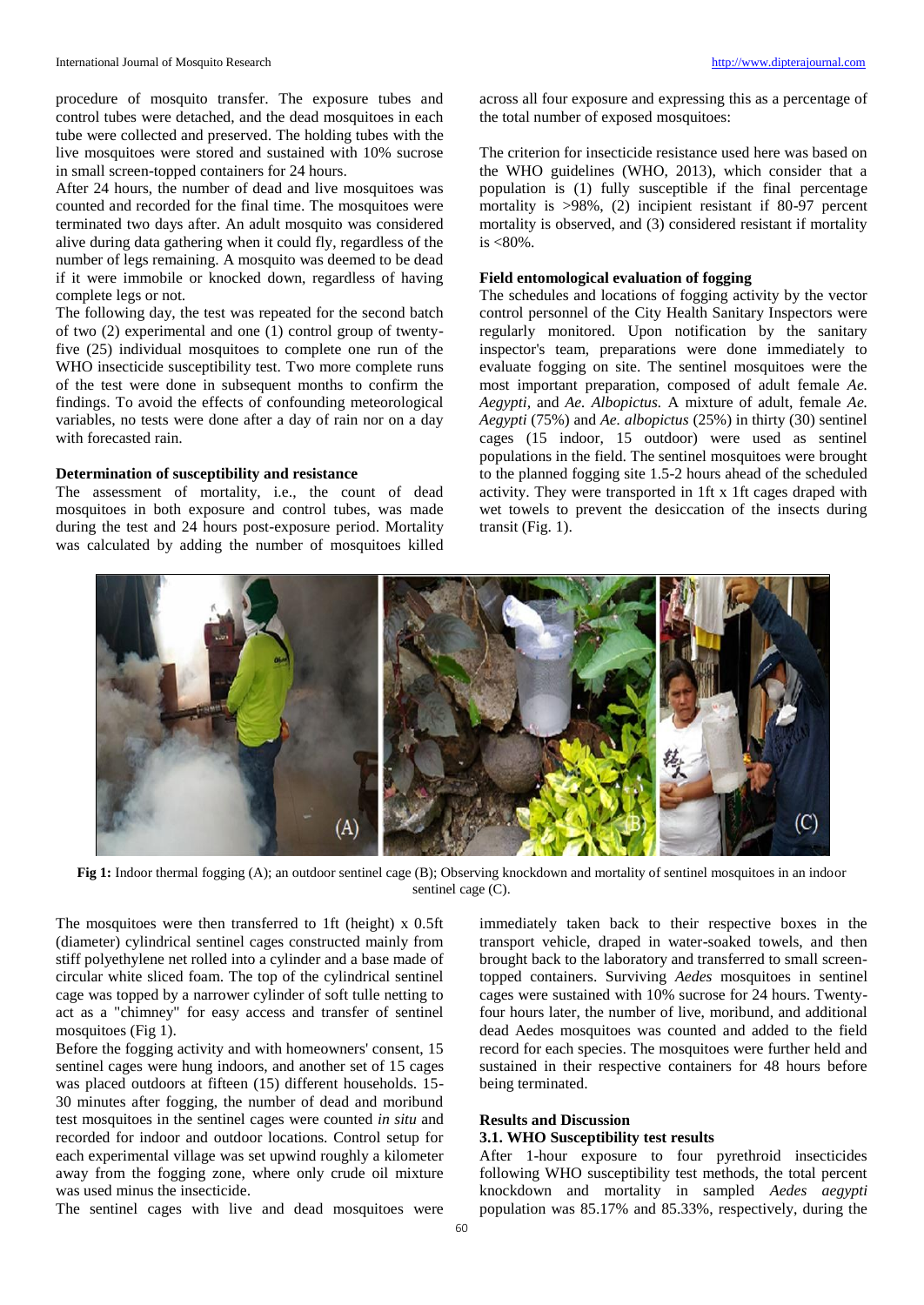procedure of mosquito transfer. The exposure tubes and control tubes were detached, and the dead mosquitoes in each tube were collected and preserved. The holding tubes with the live mosquitoes were stored and sustained with 10% sucrose in small screen-topped containers for 24 hours.

After 24 hours, the number of dead and live mosquitoes was counted and recorded for the final time. The mosquitoes were terminated two days after. An adult mosquito was considered alive during data gathering when it could fly, regardless of the number of legs remaining. A mosquito was deemed to be dead if it were immobile or knocked down, regardless of having complete legs or not.

The following day, the test was repeated for the second batch of two (2) experimental and one (1) control group of twenty-five (25) individual mosquitoes to complete one run of the WHO insecticide susceptibility test. Two more complete runs of the test were done in subsequent months to confirm the findings. To avoid the effects of confounding meteorological variables, no tests were done after a day of rain nor on a day with forecasted rain.

**Determination of susceptibility and resistance**

The assessment of mortality, i.e., the count of dead mosquitoes in both exposure and control tubes, was made during the test and 24 hours post-exposure period. Mortality was calculated by adding the number of mosquitoes killed across all four exposure and expressing this as a percentage of the total number of exposed mosquitoes:

The criterion for insecticide resistance used here was based on the WHO guidelines (WHO, 2013), which consider that a population is (1) fully susceptible if the final percentage mortality is >98%, (2) incipient resistant if 80-97 percent mortality is observed, and (3) considered resistant if mortality is <80%.

**Field entomological evaluation of fogging**

The schedules and locations of fogging activity by the vector control personnel of the City Health Sanitary Inspectors were regularly monitored. Upon notification by the sanitary inspector's team, preparations were done immediately to evaluate fogging on site. The sentinel mosquitoes were the most important preparation, composed of adult female *Ae. Aegypti*, and *Ae. Albopictus*. A mixture of adult, female *Ae. Aegypti* (75%) and *Ae. albopictus* (25%) in thirty (30) sentinel cages (15 indoor, 15 outdoor) were used as sentinel populations in the field. The sentinel mosquitoes were brought to the planned fogging site 1.5-2 hours ahead of the scheduled activity. They were transported in 1ft x 1ft cages draped with wet towels to prevent the desiccation of the insects during transit (Fig. 1).

**Fig 1:** Indoor thermal fogging (A); an outdoor sentinel cage (B); Observing knockdown and mortality of sentinel mosquitoes in an indoor sentinel cage (C).

The mosquitoes were then transferred to 1ft (height) x 0.5ft (diameter) cylindrical sentinel cages constructed mainly from stiff polyethylene net rolled into a cylinder and a base made of circular white sliced foam. The top of the cylindrical sentinel cage was topped by a narrower cylinder of soft tulle netting to act as a "chimney" for easy access and transfer of sentinel mosquitoes (Fig 1).

Before the fogging activity and with homeowners' consent, 15 sentinel cages were hung indoors, and another set of 15 cages was placed outdoors at fifteen (15) different households. 15-30 minutes after fogging, the number of dead and moribund test mosquitoes in the sentinel cages were counted *in situ* and recorded for indoor and outdoor locations. Control setup for each experimental village was set upwind roughly a kilometer away from the fogging zone, where only crude oil mixture was used minus the insecticide.

The sentinel cages with live and dead mosquitoes were immediately taken back to their respective boxes in the transport vehicle, draped in water-soaked towels, and then brought back to the laboratory and transferred to small screen-topped containers. Surviving *Aedes* mosquitoes in sentinel cages were sustained with 10% sucrose for 24 hours. Twenty-four hours later, the number of live, moribund, and additional dead Aedes mosquitoes was counted and added to the field record for each species. The mosquitoes were further held and sustained in their respective containers for 48 hours before being terminated.

## Results and Discussion

### 3.1. WHO Susceptibility test results

After 1-hour exposure to four pyrethroid insecticides following WHO susceptibility test methods, the total percent knockdown and mortality in sampled *Aedes aegypti* population was 85.17% and 85.33%, respectively, during the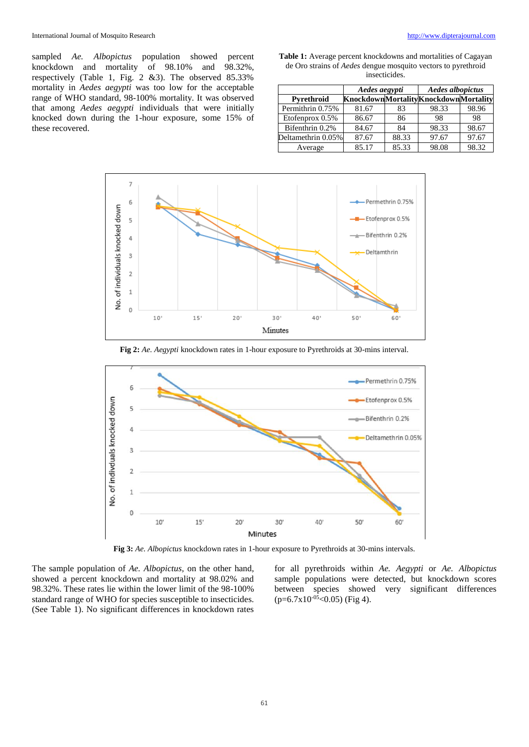sampled *Ae. Albopictus* population showed percent knockdown and mortality of 98.10% and 98.32%, respectively (Table 1, Fig. 2 &3). The observed 85.33% mortality in *Aedes aegypti* was too low for the acceptable range of WHO standard, 98-100% mortality. It was observed that among *Aedes aegypti* individuals that were initially knocked down during the 1-hour exposure, some 15% of these recovered.

**Table 1:** Average percent knockdowns and mortalities of Cagayan de Oro strains of *Aedes* dengue mosquito vectors to pyrethroid insecticides.

| | *Aedes aegypti* | | *Aedes albopictus* | |
|---|---|---|---|---|
| **Pyrethroid** | **Knockdown** | **Mortality** | **Knockdown** | **Mortality** |
| Permithrin 0.75% | 81.67 | 83 | 98.33 | 98.96 |
| Etofenprox 0.5% | 86.67 | 86 | 98 | 98 |
| Bifenthrin 0.2% | 84.67 | 84 | 98.33 | 98.67 |
| Deltamethrin 0.05% | 87.67 | 88.33 | 97.67 | 97.67 |
| Average | 85.17 | 85.33 | 98.08 | 98.32 |

No. of individuals knocked down
0 1 2 3 4 5 6 7
10' 15' 20' 30' 40' 50' 60'
Minutes
Permethrin 0.75%
Etofenprox 0.5%
Bifenthrin 0.2%
Deltamthrin

**Fig 2:** *Ae. Aegypti* knockdown rates in 1-hour exposure to Pyrethroids at 30-mins interval.

No. of indivduals knocked down
0 1 2 3 4 5 6 7
10' 15' 20' 30' 40' 50' 60'
Minutes
Permethrin 0.75%
Etofenprox 0.5%
Bifenthrin 0.2%
Deltamethrin 0.05%

**Fig 3:** *Ae. Albopictus* knockdown rates in 1-hour exposure to Pyrethroids at 30-mins intervals.

The sample population of *Ae. Albopictus*, on the other hand, showed a percent knockdown and mortality at 98.02% and 98.32%. These rates lie within the lower limit of the 98-100% standard range of WHO for species susceptible to insecticides. (See Table 1). No significant differences in knockdown rates for all pyrethroids within *Ae. Aegypti* or *Ae. Albopictus* sample populations were detected, but knockdown scores between species showed very significant differences ($p=6.7 \times 10^{-05}<0.05$) (Fig 4).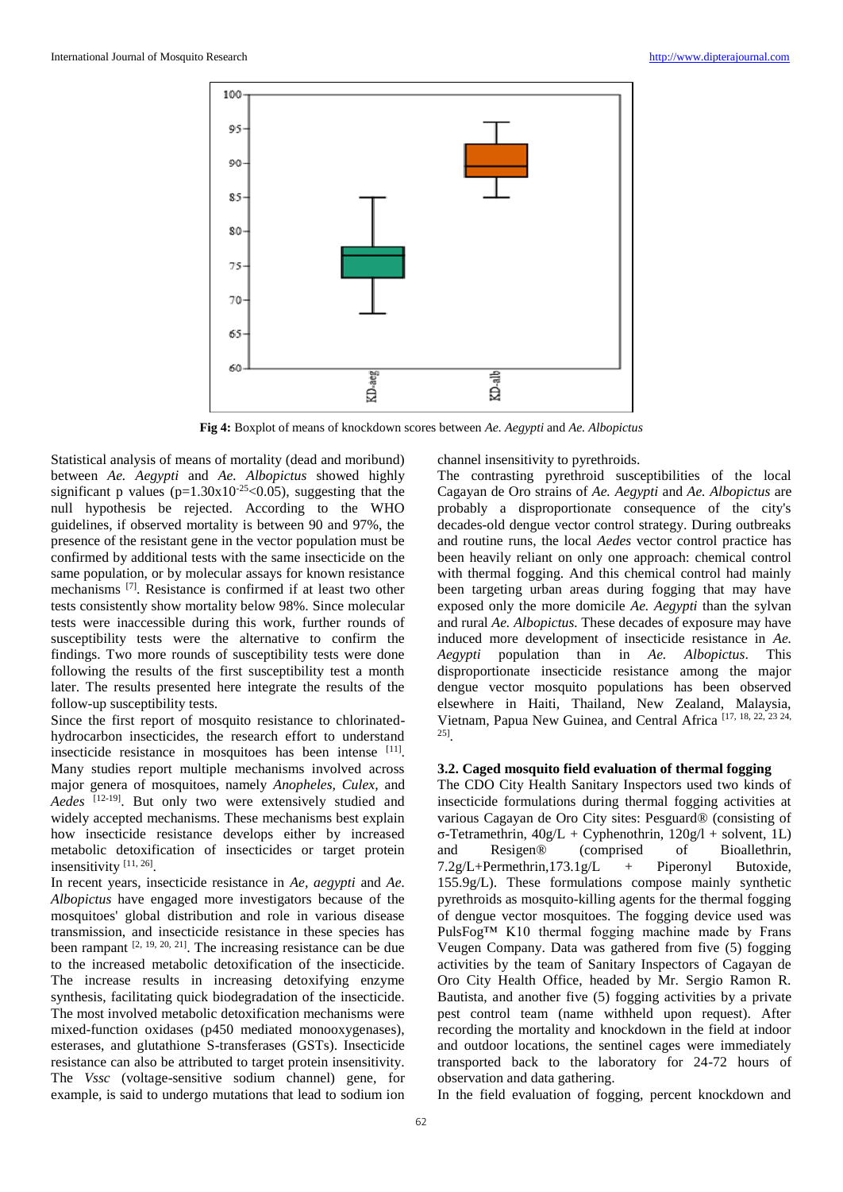100
95
90
85
80
75
70
65
60

KD-aeg
KD-alb

**Fig 4:** Boxplot of means of knockdown scores between *Ae. Aegypti* and *Ae. Albopictus*

Statistical analysis of means of mortality (dead and moribund) between *Ae. Aegypti* and *Ae. Albopictus* showed highly significant p values ($p=1.30 \times 10^{-25}<0.05$), suggesting that the null hypothesis be rejected. According to the WHO guidelines, if observed mortality is between 90 and 97%, the presence of the resistant gene in the vector population must be confirmed by additional tests with the same insecticide on the same population, or by molecular assays for known resistance mechanisms [7]. Resistance is confirmed if at least two other tests consistently show mortality below 98%. Since molecular tests were inaccessible during this work, further rounds of susceptibility tests were the alternative to confirm the findings. Two more rounds of susceptibility tests were done following the results of the first susceptibility test a month later. The results presented here integrate the results of the follow-up susceptibility tests.

Since the first report of mosquito resistance to chlorinated-hydrocarbon insecticides, the research effort to understand insecticide resistance in mosquitoes has been intense [11]. Many studies report multiple mechanisms involved across major genera of mosquitoes, namely *Anopheles*, *Culex*, and *Aedes* [12-19]. But only two were extensively studied and widely accepted mechanisms. These mechanisms best explain how insecticide resistance develops either by increased metabolic detoxification of insecticides or target protein insensitivity [11, 26].

In recent years, insecticide resistance in *Ae, aegypti* and *Ae. Albopictus* have engaged more investigators because of the mosquitoes' global distribution and role in various disease transmission, and insecticide resistance in these species has been rampant [2, 19, 20, 21]. The increasing resistance can be due to the increased metabolic detoxification of the insecticide. The increase results in increasing detoxifying enzyme synthesis, facilitating quick biodegradation of the insecticide. The most involved metabolic detoxification mechanisms were mixed-function oxidases (p450 mediated monooxygenases), esterases, and glutathione S-transferases (GSTs). Insecticide resistance can also be attributed to target protein insensitivity. The *Vssc* (voltage-sensitive sodium channel) gene, for example, is said to undergo mutations that lead to sodium ion channel insensitivity to pyrethroids.

The contrasting pyrethroid susceptibilities of the local Cagayan de Oro strains of *Ae. Aegypti* and *Ae. Albopictus* are probably a disproportionate consequence of the city's decades-old dengue vector control strategy. During outbreaks and routine runs, the local *Aedes* vector control practice has been heavily reliant on only one approach: chemical control with thermal fogging. And this chemical control had mainly been targeting urban areas during fogging that may have exposed only the more domicile *Ae. Aegypti* than the sylvan and rural *Ae. Albopictus.* These decades of exposure may have induced more development of insecticide resistance in *Ae. Aegypti* population than in *Ae. Albopictus*. This disproportionate insecticide resistance among the major dengue vector mosquito populations has been observed elsewhere in Haiti, Thailand, New Zealand, Malaysia, Vietnam, Papua New Guinea, and Central Africa [17, 18, 22, 23 24, 25].

### 3.2. Caged mosquito field evaluation of thermal fogging

The CDO City Health Sanitary Inspectors used two kinds of insecticide formulations during thermal fogging activities at various Cagayan de Oro City sites: Pesguard® (consisting of σ-Tetramethrin, 40g/L + Cyphenothrin, 120g/l + solvent, 1L) and Resigen® (comprised of Bioallethrin, 7.2g/L+Permethrin,173.1g/L + Piperonyl Butoxide, 155.9g/L). These formulations compose mainly synthetic pyrethroids as mosquito-killing agents for the thermal fogging of dengue vector mosquitoes. The fogging device used was PulsFog™ K10 thermal fogging machine made by Frans Veugen Company. Data was gathered from five (5) fogging activities by the team of Sanitary Inspectors of Cagayan de Oro City Health Office, headed by Mr. Sergio Ramon R. Bautista, and another five (5) fogging activities by a private pest control team (name withheld upon request). After recording the mortality and knockdown in the field at indoor and outdoor locations, the sentinel cages were immediately transported back to the laboratory for 24-72 hours of observation and data gathering.

In the field evaluation of fogging, percent knockdown and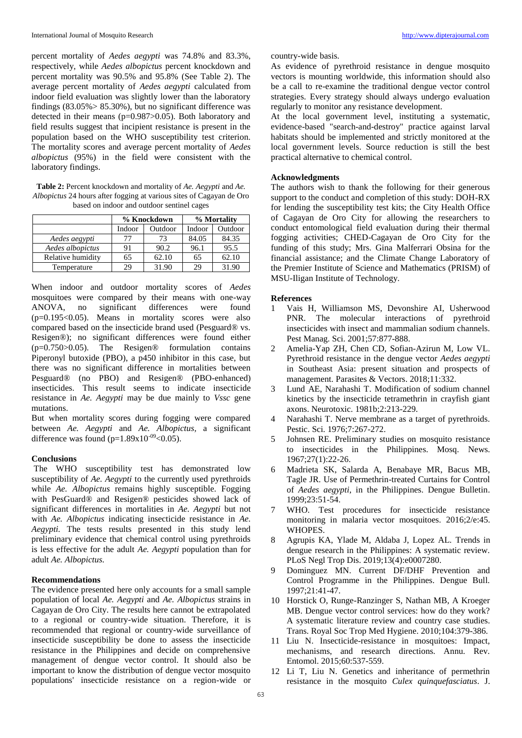percent mortality of *Aedes aegypti* was 74.8% and 83.3%, respectively, while *Aedes albopictus* percent knockdown and percent mortality was 90.5% and 95.8% (See Table 2). The average percent mortality of *Aedes aegypti* calculated from indoor field evaluation was slightly lower than the laboratory findings (83.05%> 85.30%), but no significant difference was detected in their means (p=0.987>0.05). Both laboratory and field results suggest that incipient resistance is present in the population based on the WHO susceptibility test criterion. The mortality scores and average percent mortality of *Aedes albopictus* (95%) in the field were consistent with the laboratory findings.

**Table 2:** Percent knockdown and mortality of *Ae. Aegypti* and *Ae. Albopictus* 24 hours after fogging at various sites of Cagayan de Oro based on indoor and outdoor sentinel cages

| | % Knockdown | | % Mortality | |
|---|---|---|---|---|
| | Indoor | Outdoor | Indoor | Outdoor |
| *Aedes aegypti* | 77 | 73 | 84.05 | 84.35 |
| *Aedes albopictus* | 91 | 90.2 | 96.1 | 95.5 |
| Relative humidity | 65 | 62.10 | 65 | 62.10 |
| Temperature | 29 | 31.90 | 29 | 31.90 |

When indoor and outdoor mortality scores of *Aedes* mosquitoes were compared by their means with one-way ANOVA, no significant differences were found (p=0.195<0.05). Means in mortality scores were also compared based on the insecticide brand used (Pesguard® vs. Resigen®); no significant differences were found either (p=0.750>0.05). The Resigen® formulation contains Piperonyl butoxide (PBO), a p450 inhibitor in this case, but there was no significant difference in mortalities between Pesguard® (no PBO) and Resigen® (PBO-enhanced) insecticides. This result seems to indicate insecticide resistance in *Ae. Aegypti* may be due mainly to *Vssc* gene mutations.

But when mortality scores during fogging were compared between *Ae. Aegypti* and *Ae. Albopictus*, a significant difference was found ($p=1.89x10^{-09}<0.05$).

## Conclusions

The WHO susceptibility test has demonstrated low susceptibility of *Ae. Aegypti* to the currently used pyrethroids while *Ae. Albopictus* remains highly susceptible. Fogging with PesGuard® and Resigen® pesticides showed lack of significant differences in mortalities in *Ae. Aegypti* but not with *Ae. Albopictus* indicating insecticide resistance in *Ae. Aegypti.* The tests results presented in this study lend preliminary evidence that chemical control using pyrethroids is less effective for the adult *Ae. Aegypti* population than for adult *Ae. Albopictus.*

## Recommendations

The evidence presented here only accounts for a small sample population of local *Ae. Aegypti* and *Ae. Albopictus* strains in Cagayan de Oro City. The results here cannot be extrapolated to a regional or country-wide situation. Therefore, it is recommended that regional or country-wide surveillance of insecticide susceptibility be done to assess the insecticide resistance in the Philippines and decide on comprehensive management of dengue vector control. It should also be important to know the distribution of dengue vector mosquito populations' insecticide resistance on a region-wide or country-wide basis.

As evidence of pyrethroid resistance in dengue mosquito vectors is mounting worldwide, this information should also be a call to re-examine the traditional dengue vector control strategies. Every strategy should always undergo evaluation regularly to monitor any resistance development.

At the local government level, instituting a systematic, evidence-based "search-and-destroy" practice against larval habitats should be implemented and strictly monitored at the local government levels. Source reduction is still the best practical alternative to chemical control.

## Acknowledgments

The authors wish to thank the following for their generous support to the conduct and completion of this study: DOH-RX for lending the susceptibility test kits; the City Health Office of Cagayan de Oro City for allowing the researchers to conduct entomological field evaluation during their thermal fogging activities; CHED-Cagayan de Oro City for the funding of this study; Mrs. Gina Malferrari Obsina for the financial assistance; and the Climate Change Laboratory of the Premier Institute of Science and Mathematics (PRISM) of MSU-Iligan Institute of Technology.

## References

1. Vais H, Williamson MS, Devonshire AI, Usherwood PNR. The molecular interactions of pyrethroid insecticides with insect and mammalian sodium channels. Pest Manag. Sci. 2001;57:877-888.
2. Amelia-Yap ZH, Chen CD, Sofian-Azirun M, Low VL. Pyrethroid resistance in the dengue vector *Aedes aegypti* in Southeast Asia: present situation and prospects of management. Parasites & Vectors. 2018;11:332.
3. Lund AE, Narahashi T. Modification of sodium channel kinetics by the insecticide tetramethrin in crayfish giant axons. Neurotoxic. 1981b;2:213-229.
4. Narahashi T. Nerve membrane as a target of pyrethroids. Pestic. Sci. 1976;7:267-272.
5. Johnsen RE. Preliminary studies on mosquito resistance to insecticides in the Philippines. Mosq. News. 1967;27(1):22-26.
6. Madrieta SK, Salarda A, Benabaye MR, Bacus MB, Tagle JR. Use of Permethrin-treated Curtains for Control of *Aedes aegypti*, in the Philippines. Dengue Bulletin. 1999;23:51-54.
7. WHO. Test procedures for insecticide resistance monitoring in malaria vector mosquitoes. 2016;2/e:45. WHOPES.
8. Agrupis KA, Ylade M, Aldaba J, Lopez AL. Trends in dengue research in the Philippines: A systematic review. PLoS Negl Trop Dis. 2019;13(4):e0007280.
9. Dominguez MN. Current DF/DHF Prevention and Control Programme in the Philippines. Dengue Bull. 1997;21:41-47.
10. Horstick O, Runge-Ranzinger S, Nathan MB, A Kroeger MB. Dengue vector control services: how do they work? A systematic literature review and country case studies. Trans. Royal Soc Trop Med Hygiene. 2010;104:379-386.
11. Liu N. Insecticide-resistance in mosquitoes: Impact, mechanisms, and research directions. Annu. Rev. Entomol. 2015;60:537-559.
12. Li T, Liu N. Genetics and inheritance of permethrin resistance in the mosquito *Culex quinquefasciatus*. J.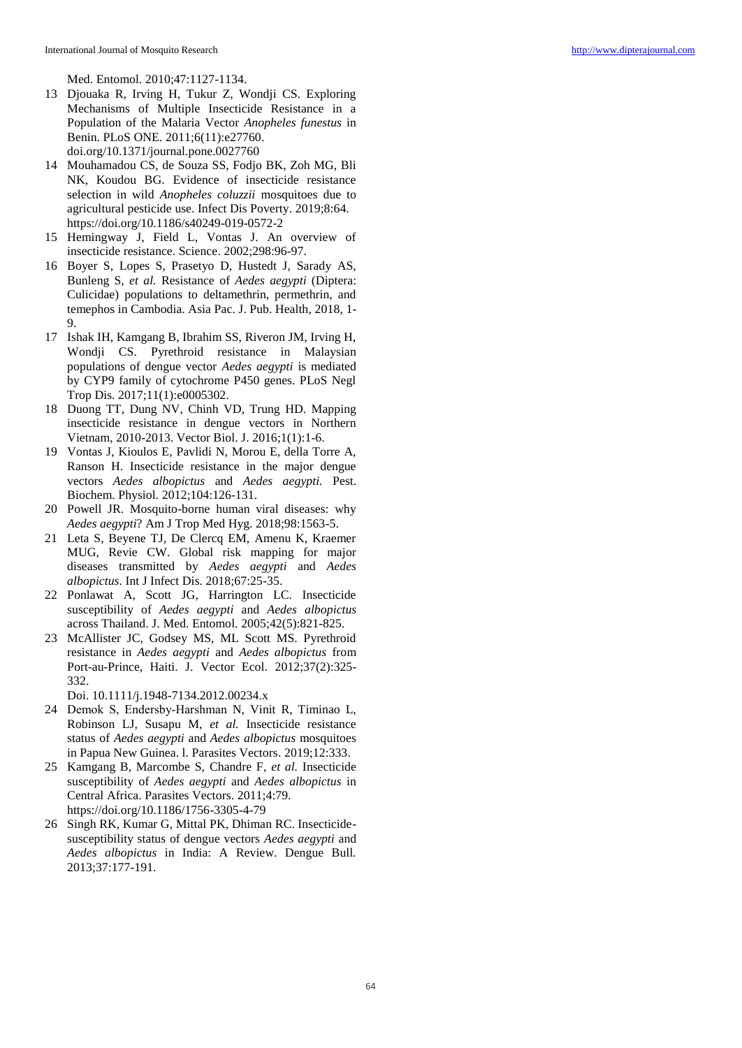Med. Entomol. 2010;47:1127-1134.

13. Djouaka R, Irving H, Tukur Z, Wondji CS. Exploring Mechanisms of Multiple Insecticide Resistance in a Population of the Malaria Vector *Anopheles funestus* in Benin. PLoS ONE. 2011;6(11):e27760. doi.org/10.1371/journal.pone.0027760
14. Mouhamadou CS, de Souza SS, Fodjo BK, Zoh MG, Bli NK, Koudou BG. Evidence of insecticide resistance selection in wild *Anopheles coluzzii* mosquitoes due to agricultural pesticide use. Infect Dis Poverty. 2019;8:64. https://doi.org/10.1186/s40249-019-0572-2
15. Hemingway J, Field L, Vontas J. An overview of insecticide resistance. Science. 2002;298:96-97.
16. Boyer S, Lopes S, Prasetyo D, Hustedt J, Sarady AS, Bunleng S, *et al.* Resistance of *Aedes aegypti* (Diptera: Culicidae) populations to deltamethrin, permethrin, and temephos in Cambodia. Asia Pac. J. Pub. Health, 2018, 1-9.
17. Ishak IH, Kamgang B, Ibrahim SS, Riveron JM, Irving H, Wondji CS. Pyrethroid resistance in Malaysian populations of dengue vector *Aedes aegypti* is mediated by CYP9 family of cytochrome P450 genes. PLoS Negl Trop Dis. 2017;11(1):e0005302.
18. Duong TT, Dung NV, Chinh VD, Trung HD. Mapping insecticide resistance in dengue vectors in Northern Vietnam, 2010-2013. Vector Biol. J. 2016;1(1):1-6.
19. Vontas J, Kioulos E, Pavlidi N, Morou E, della Torre A, Ranson H. Insecticide resistance in the major dengue vectors *Aedes albopictus* and *Aedes aegypti*. Pest. Biochem. Physiol. 2012;104:126-131.
20. Powell JR. Mosquito-borne human viral diseases: why *Aedes aegypti*? Am J Trop Med Hyg. 2018;98:1563-5.
21. Leta S, Beyene TJ, De Clercq EM, Amenu K, Kraemer MUG, Revie CW. Global risk mapping for major diseases transmitted by *Aedes aegypti* and *Aedes albopictus*. Int J Infect Dis. 2018;67:25-35.
22. Ponlawat A, Scott JG, Harrington LC. Insecticide susceptibility of *Aedes aegypti* and *Aedes albopictus* across Thailand. J. Med. Entomol. 2005;42(5):821-825.
23. McAllister JC, Godsey MS, ML Scott MS. Pyrethroid resistance in *Aedes aegypti* and *Aedes albopictus* from Port-au-Prince, Haiti. J. Vector Ecol. 2012;37(2):325-332. Doi. 10.1111/j.1948-7134.2012.00234.x
24. Demok S, Endersby-Harshman N, Vinit R, Timinao L, Robinson LJ, Susapu M, *et al.* Insecticide resistance status of *Aedes aegypti* and *Aedes albopictus* mosquitoes in Papua New Guinea. l. Parasites Vectors. 2019;12:333.
25. Kamgang B, Marcombe S, Chandre F, *et al.* Insecticide susceptibility of *Aedes aegypti* and *Aedes albopictus* in Central Africa. Parasites Vectors. 2011;4:79. https://doi.org/10.1186/1756-3305-4-79
26. Singh RK, Kumar G, Mittal PK, Dhiman RC. Insecticide-susceptibility status of dengue vectors *Aedes aegypti* and *Aedes albopictus* in India: A Review. Dengue Bull. 2013;37:177-191.